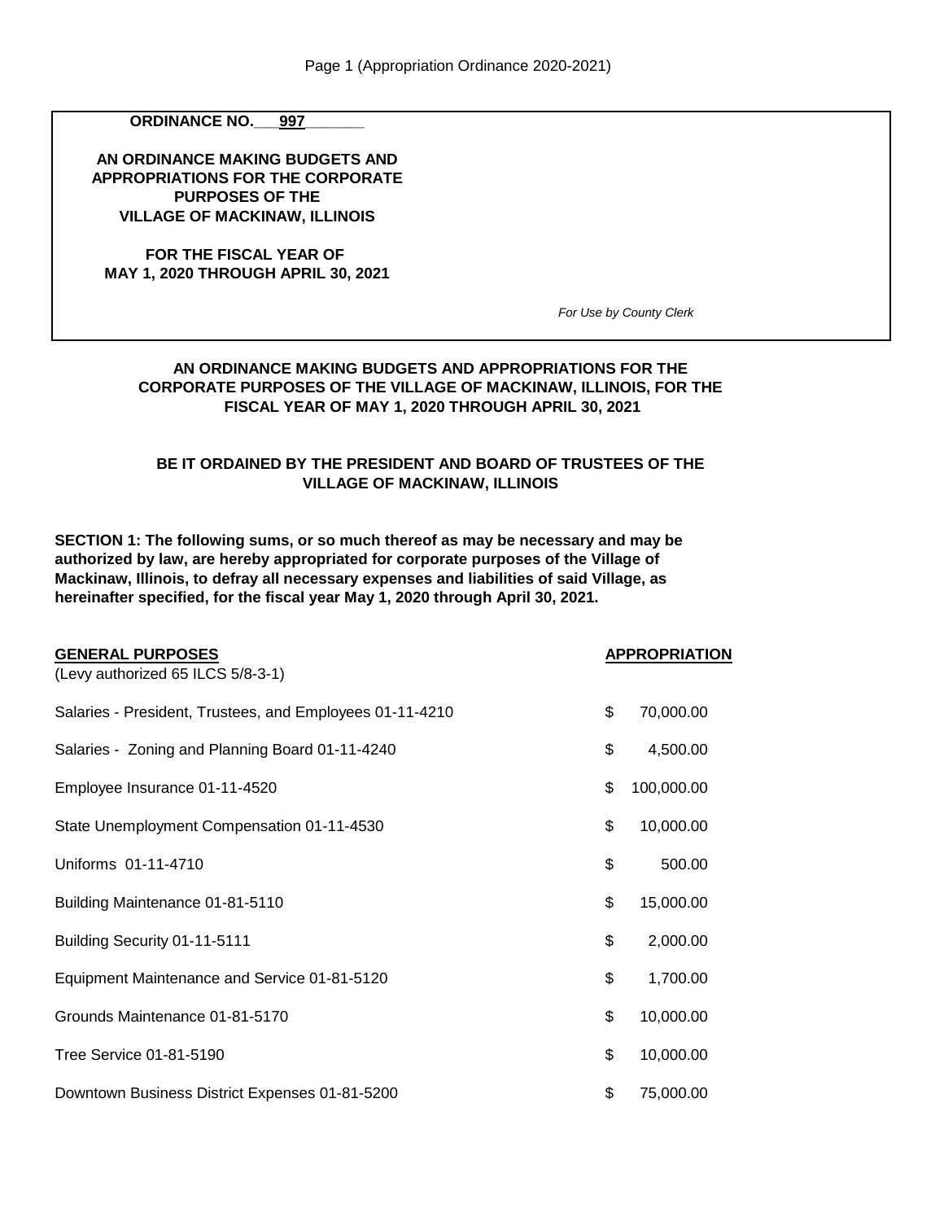**ORDINANCE NO.\_\_\_997\_\_\_\_\_\_\_**

**AN ORDINANCE MAKING BUDGETS AND APPROPRIATIONS FOR THE CORPORATE PURPOSES OF THE VILLAGE OF MACKINAW, ILLINOIS**

**FOR THE FISCAL YEAR OF MAY 1, 2020 THROUGH APRIL 30, 2021**

*For Use by County Clerk*

**AN ORDINANCE MAKING BUDGETS AND APPROPRIATIONS FOR THE CORPORATE PURPOSES OF THE VILLAGE OF MACKINAW, ILLINOIS, FOR THE FISCAL YEAR OF MAY 1, 2020 THROUGH APRIL 30, 2021**

**BE IT ORDAINED BY THE PRESIDENT AND BOARD OF TRUSTEES OF THE VILLAGE OF MACKINAW, ILLINOIS**

**SECTION 1: The following sums, or so much thereof as may be necessary and may be authorized by law, are hereby appropriated for corporate purposes of the Village of Mackinaw, Illinois, to defray all necessary expenses and liabilities of said Village, as hereinafter specified, for the fiscal year May 1, 2020 through April 30, 2021.**

| **GENERAL PURPOSES** (Levy authorized 65 ILCS 5/8-3-1) | **APPROPRIATION** |
|---|---|
| Salaries - President, Trustees, and Employees 01-11-4210 | $ 70,000.00 |
| Salaries - Zoning and Planning Board 01-11-4240 | $ 4,500.00 |
| Employee Insurance 01-11-4520 | $ 100,000.00 |
| State Unemployment Compensation 01-11-4530 | $ 10,000.00 |
| Uniforms 01-11-4710 | $ 500.00 |
| Building Maintenance 01-81-5110 | $ 15,000.00 |
| Building Security 01-11-5111 | $ 2,000.00 |
| Equipment Maintenance and Service 01-81-5120 | $ 1,700.00 |
| Grounds Maintenance 01-81-5170 | $ 10,000.00 |
| Tree Service 01-81-5190 | $ 10,000.00 |
| Downtown Business District Expenses 01-81-5200 | $ 75,000.00 |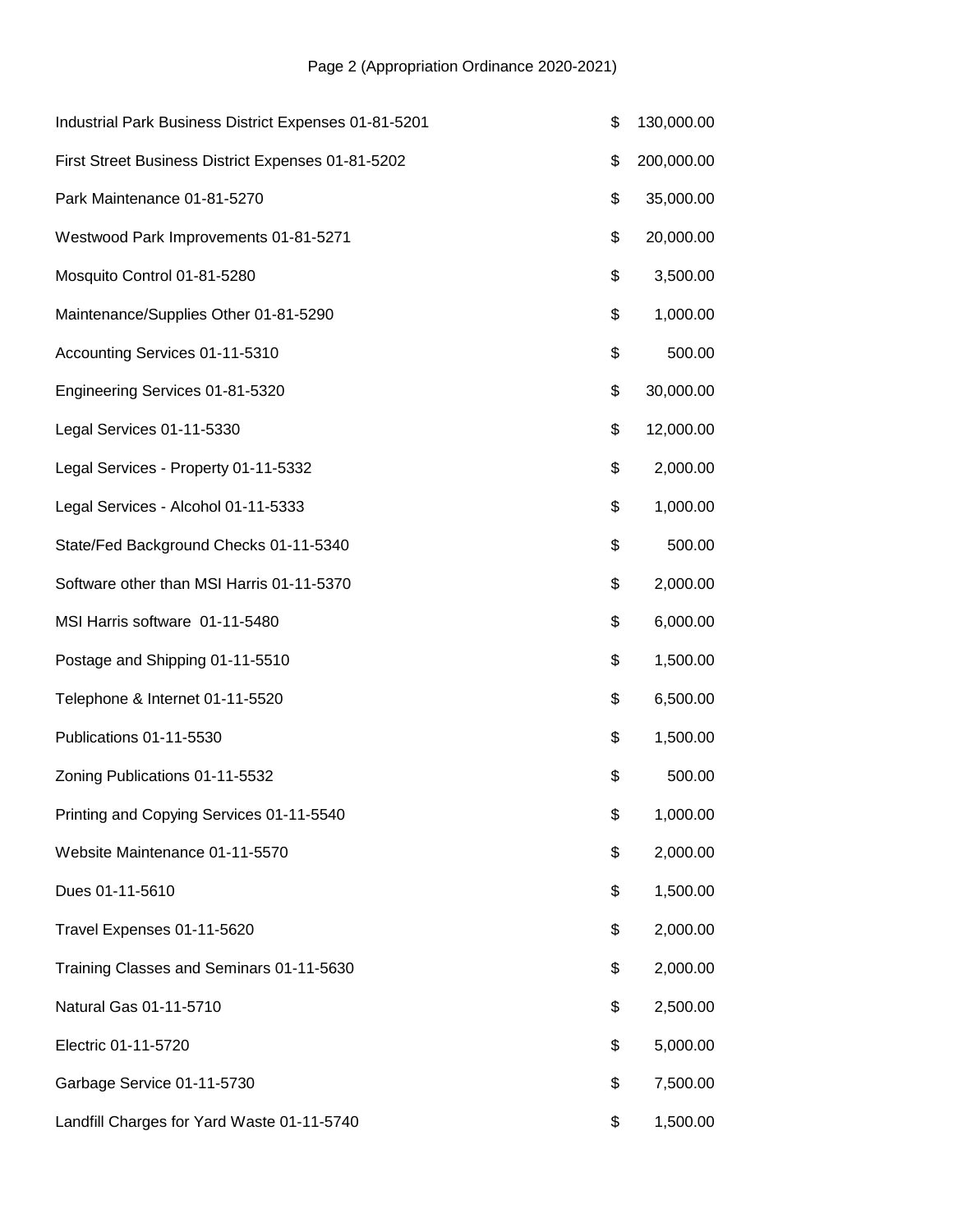| | | |
|---|---|---|
| Industrial Park Business District Expenses 01-81-5201 | $ | 130,000.00 |
| First Street Business District Expenses 01-81-5202 | $ | 200,000.00 |
| Park Maintenance 01-81-5270 | $ | 35,000.00 |
| Westwood Park Improvements 01-81-5271 | $ | 20,000.00 |
| Mosquito Control 01-81-5280 | $ | 3,500.00 |
| Maintenance/Supplies Other 01-81-5290 | $ | 1,000.00 |
| Accounting Services 01-11-5310 | $ | 500.00 |
| Engineering Services 01-81-5320 | $ | 30,000.00 |
| Legal Services 01-11-5330 | $ | 12,000.00 |
| Legal Services - Property 01-11-5332 | $ | 2,000.00 |
| Legal Services - Alcohol 01-11-5333 | $ | 1,000.00 |
| State/Fed Background Checks 01-11-5340 | $ | 500.00 |
| Software other than MSI Harris 01-11-5370 | $ | 2,000.00 |
| MSI Harris software 01-11-5480 | $ | 6,000.00 |
| Postage and Shipping 01-11-5510 | $ | 1,500.00 |
| Telephone & Internet 01-11-5520 | $ | 6,500.00 |
| Publications 01-11-5530 | $ | 1,500.00 |
| Zoning Publications 01-11-5532 | $ | 500.00 |
| Printing and Copying Services 01-11-5540 | $ | 1,000.00 |
| Website Maintenance 01-11-5570 | $ | 2,000.00 |
| Dues 01-11-5610 | $ | 1,500.00 |
| Travel Expenses 01-11-5620 | $ | 2,000.00 |
| Training Classes and Seminars 01-11-5630 | $ | 2,000.00 |
| Natural Gas 01-11-5710 | $ | 2,500.00 |
| Electric 01-11-5720 | $ | 5,000.00 |
| Garbage Service 01-11-5730 | $ | 7,500.00 |
| Landfill Charges for Yard Waste 01-11-5740 | $ | 1,500.00 |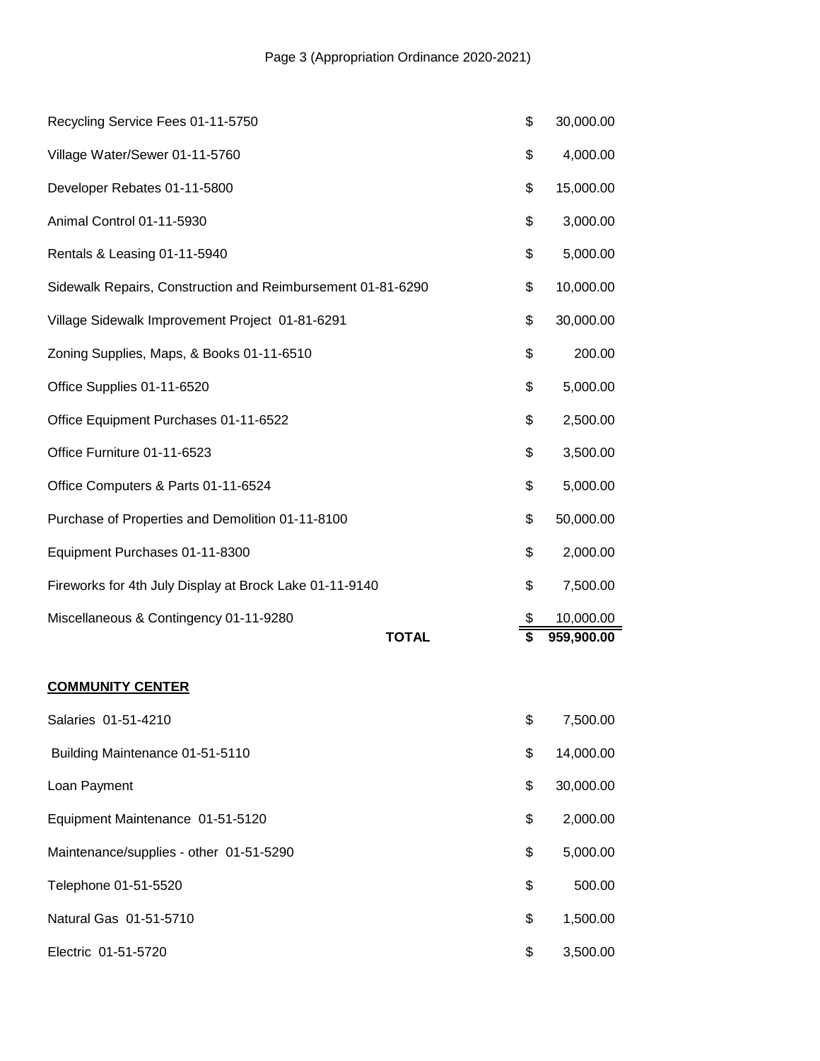| Item | | Amount |
|---|---|---|
| Recycling Service Fees 01-11-5750 | $ | 30,000.00 |
| Village Water/Sewer 01-11-5760 | $ | 4,000.00 |
| Developer Rebates 01-11-5800 | $ | 15,000.00 |
| Animal Control 01-11-5930 | $ | 3,000.00 |
| Rentals & Leasing 01-11-5940 | $ | 5,000.00 |
| Sidewalk Repairs, Construction and Reimbursement 01-81-6290 | $ | 10,000.00 |
| Village Sidewalk Improvement Project 01-81-6291 | $ | 30,000.00 |
| Zoning Supplies, Maps, & Books 01-11-6510 | $ | 200.00 |
| Office Supplies 01-11-6520 | $ | 5,000.00 |
| Office Equipment Purchases 01-11-6522 | $ | 2,500.00 |
| Office Furniture 01-11-6523 | $ | 3,500.00 |
| Office Computers & Parts 01-11-6524 | $ | 5,000.00 |
| Purchase of Properties and Demolition 01-11-8100 | $ | 50,000.00 |
| Equipment Purchases 01-11-8300 | $ | 2,000.00 |
| Fireworks for 4th July Display at Brock Lake 01-11-9140 | $ | 7,500.00 |
| Miscellaneous & Contingency 01-11-9280 | $ | 10,000.00 |
| **TOTAL** | **$** | **959,900.00** |

**COMMUNITY CENTER**

| Item | | Amount |
|---|---|---|
| Salaries 01-51-4210 | $ | 7,500.00 |
| Building Maintenance 01-51-5110 | $ | 14,000.00 |
| Loan Payment | $ | 30,000.00 |
| Equipment Maintenance 01-51-5120 | $ | 2,000.00 |
| Maintenance/supplies - other 01-51-5290 | $ | 5,000.00 |
| Telephone 01-51-5520 | $ | 500.00 |
| Natural Gas 01-51-5710 | $ | 1,500.00 |
| Electric 01-51-5720 | $ | 3,500.00 |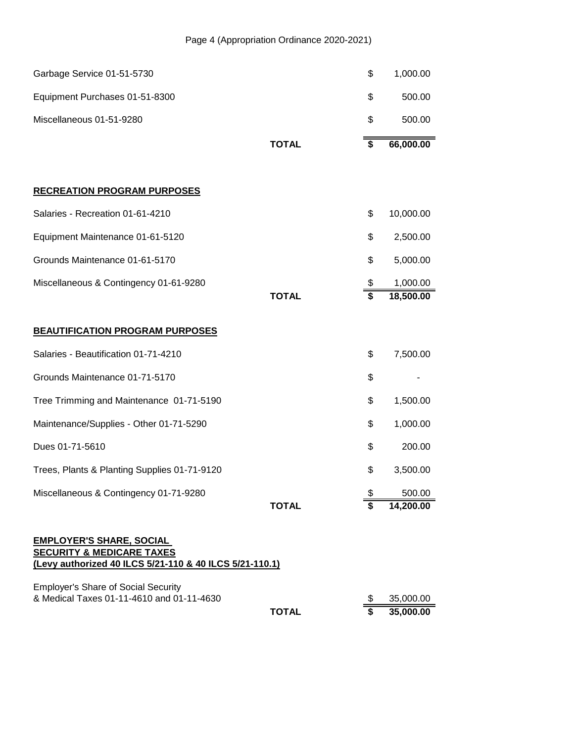| | | |
|---|---|---|
| Garbage Service 01-51-5730 | | $ 1,000.00 |
| Equipment Purchases 01-51-8300 | | $ 500.00 |
| Miscellaneous 01-51-9280 | | $ 500.00 |
| | **TOTAL** | **$ 66,000.00** |

**RECREATION PROGRAM PURPOSES**

| | | |
|---|---|---|
| Salaries - Recreation 01-61-4210 | | $ 10,000.00 |
| Equipment Maintenance 01-61-5120 | | $ 2,500.00 |
| Grounds Maintenance 01-61-5170 | | $ 5,000.00 |
| Miscellaneous & Contingency 01-61-9280 | | $ 1,000.00 |
| | **TOTAL** | **$ 18,500.00** |

**BEAUTIFICATION PROGRAM PURPOSES**

| | | |
|---|---|---|
| Salaries - Beautification 01-71-4210 | | $ 7,500.00 |
| Grounds Maintenance 01-71-5170 | | $ - |
| Tree Trimming and Maintenance 01-71-5190 | | $ 1,500.00 |
| Maintenance/Supplies - Other 01-71-5290 | | $ 1,000.00 |
| Dues 01-71-5610 | | $ 200.00 |
| Trees, Plants & Planting Supplies 01-71-9120 | | $ 3,500.00 |
| Miscellaneous & Contingency 01-71-9280 | | $ 500.00 |
| | **TOTAL** | **$ 14,200.00** |

**EMPLOYER'S SHARE, SOCIAL SECURITY & MEDICARE TAXES (Levy authorized 40 ILCS 5/21-110 & 40 ILCS 5/21-110.1)**

| | | |
|---|---|---|
| Employer's Share of Social Security & Medical Taxes 01-11-4610 and 01-11-4630 | | $ 35,000.00 |
| | **TOTAL** | **$ 35,000.00** |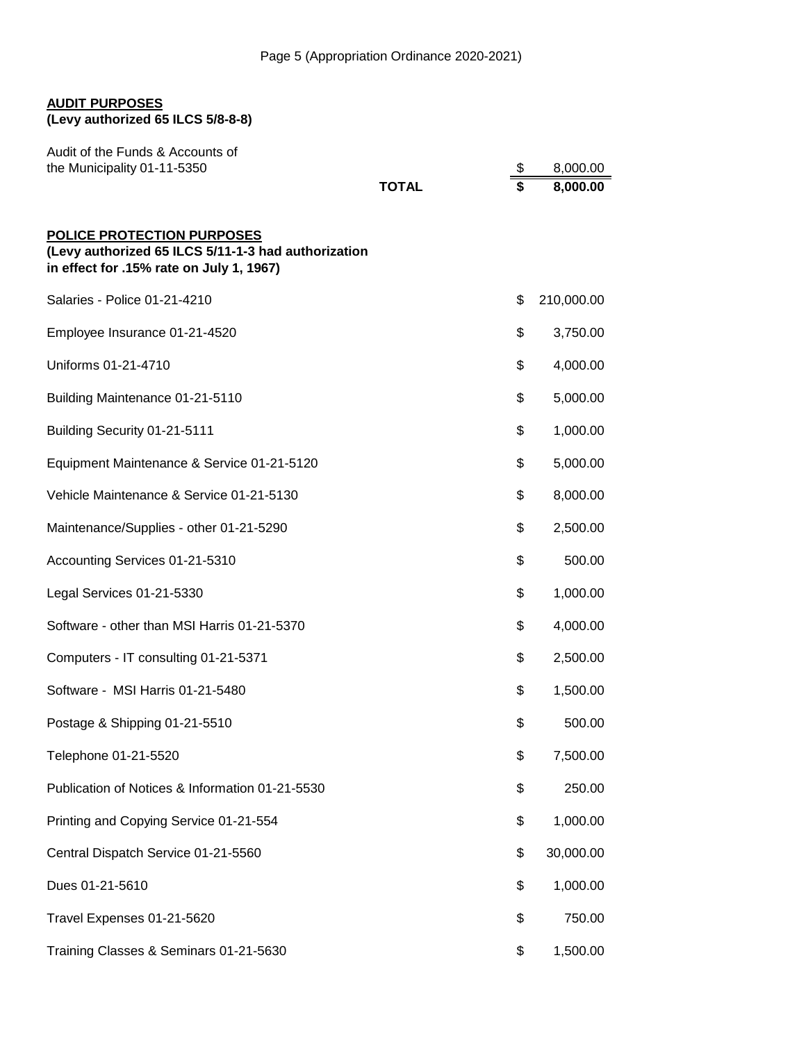**AUDIT PURPOSES**
**(Levy authorized 65 ILCS 5/8-8-8)**

| | | | |
|---|---|---|---|
| Audit of the Funds & Accounts of the Municipality 01-11-5350 | | $ | 8,000.00 |
| | **TOTAL** | **$** | **8,000.00** |

**POLICE PROTECTION PURPOSES**
**(Levy authorized 65 ILCS 5/11-1-3 had authorization in effect for .15% rate on July 1, 1967)**

| | | |
|---|---|---|
| Salaries - Police 01-21-4210 | $ | 210,000.00 |
| Employee Insurance 01-21-4520 | $ | 3,750.00 |
| Uniforms 01-21-4710 | $ | 4,000.00 |
| Building Maintenance 01-21-5110 | $ | 5,000.00 |
| Building Security 01-21-5111 | $ | 1,000.00 |
| Equipment Maintenance & Service 01-21-5120 | $ | 5,000.00 |
| Vehicle Maintenance & Service 01-21-5130 | $ | 8,000.00 |
| Maintenance/Supplies - other 01-21-5290 | $ | 2,500.00 |
| Accounting Services 01-21-5310 | $ | 500.00 |
| Legal Services 01-21-5330 | $ | 1,000.00 |
| Software - other than MSI Harris 01-21-5370 | $ | 4,000.00 |
| Computers - IT consulting 01-21-5371 | $ | 2,500.00 |
| Software - MSI Harris 01-21-5480 | $ | 1,500.00 |
| Postage & Shipping 01-21-5510 | $ | 500.00 |
| Telephone 01-21-5520 | $ | 7,500.00 |
| Publication of Notices & Information 01-21-5530 | $ | 250.00 |
| Printing and Copying Service 01-21-554 | $ | 1,000.00 |
| Central Dispatch Service 01-21-5560 | $ | 30,000.00 |
| Dues 01-21-5610 | $ | 1,000.00 |
| Travel Expenses 01-21-5620 | $ | 750.00 |
| Training Classes & Seminars 01-21-5630 | $ | 1,500.00 |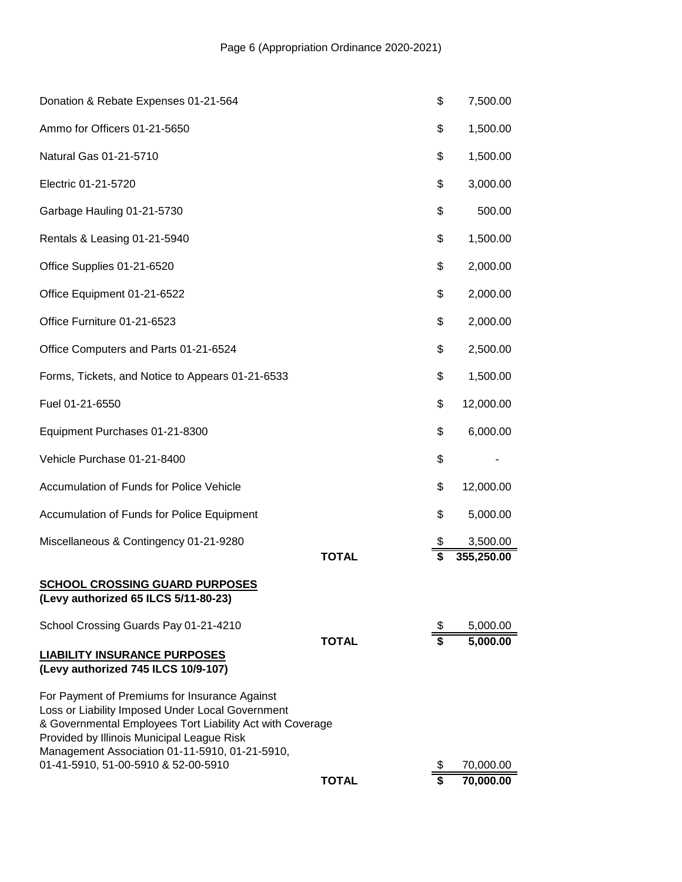| | | |
|---|---|---|
| Donation & Rebate Expenses 01-21-564 | | $ 7,500.00 |
| Ammo for Officers 01-21-5650 | | $ 1,500.00 |
| Natural Gas 01-21-5710 | | $ 1,500.00 |
| Electric 01-21-5720 | | $ 3,000.00 |
| Garbage Hauling 01-21-5730 | | $ 500.00 |
| Rentals & Leasing 01-21-5940 | | $ 1,500.00 |
| Office Supplies 01-21-6520 | | $ 2,000.00 |
| Office Equipment 01-21-6522 | | $ 2,000.00 |
| Office Furniture 01-21-6523 | | $ 2,000.00 |
| Office Computers and Parts 01-21-6524 | | $ 2,500.00 |
| Forms, Tickets, and Notice to Appears 01-21-6533 | | $ 1,500.00 |
| Fuel 01-21-6550 | | $ 12,000.00 |
| Equipment Purchases 01-21-8300 | | $ 6,000.00 |
| Vehicle Purchase 01-21-8400 | | $ - |
| Accumulation of Funds for Police Vehicle | | $ 12,000.00 |
| Accumulation of Funds for Police Equipment | | $ 5,000.00 |
| Miscellaneous & Contingency 01-21-9280 | | $ 3,500.00 |
| | **TOTAL** | **$ 355,250.00** |

**SCHOOL CROSSING GUARD PURPOSES**
**(Levy authorized 65 ILCS 5/11-80-23)**

| | | |
|---|---|---|
| School Crossing Guards Pay 01-21-4210 | | $ 5,000.00 |
| | **TOTAL** | **$ 5,000.00** |

**LIABILITY INSURANCE PURPOSES**
**(Levy authorized 745 ILCS 10/9-107)**

| | | |
|---|---|---|
| For Payment of Premiums for Insurance Against Loss or Liability Imposed Under Local Government & Governmental Employees Tort Liability Act with Coverage Provided by Illinois Municipal League Risk Management Association 01-11-5910, 01-21-5910, 01-41-5910, 51-00-5910 & 52-00-5910 | | $ 70,000.00 |
| | **TOTAL** | **$ 70,000.00** |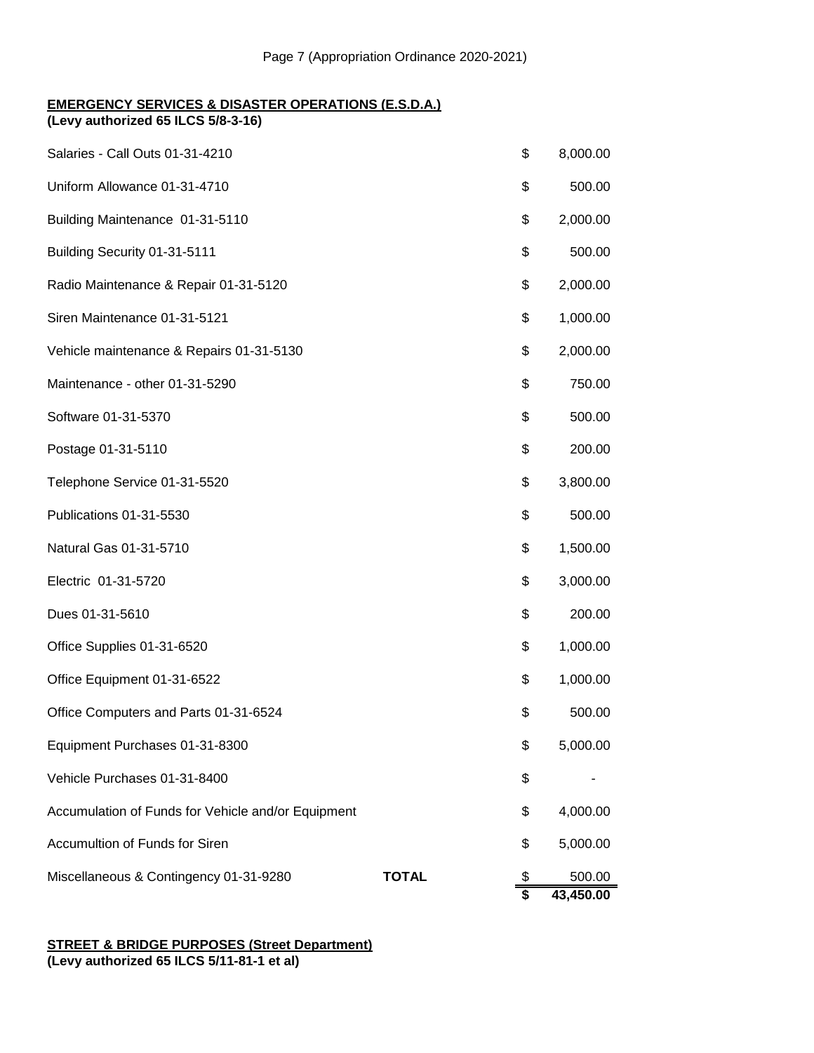**EMERGENCY SERVICES & DISASTER OPERATIONS (E.S.D.A.)**
**(Levy authorized 65 ILCS 5/8-3-16)**

| | | | |
|---|---|---|---|
| Salaries - Call Outs 01-31-4210 | | $ | 8,000.00 |
| Uniform Allowance 01-31-4710 | | $ | 500.00 |
| Building Maintenance 01-31-5110 | | $ | 2,000.00 |
| Building Security 01-31-5111 | | $ | 500.00 |
| Radio Maintenance & Repair 01-31-5120 | | $ | 2,000.00 |
| Siren Maintenance 01-31-5121 | | $ | 1,000.00 |
| Vehicle maintenance & Repairs 01-31-5130 | | $ | 2,000.00 |
| Maintenance - other 01-31-5290 | | $ | 750.00 |
| Software 01-31-5370 | | $ | 500.00 |
| Postage 01-31-5110 | | $ | 200.00 |
| Telephone Service 01-31-5520 | | $ | 3,800.00 |
| Publications 01-31-5530 | | $ | 500.00 |
| Natural Gas 01-31-5710 | | $ | 1,500.00 |
| Electric 01-31-5720 | | $ | 3,000.00 |
| Dues 01-31-5610 | | $ | 200.00 |
| Office Supplies 01-31-6520 | | $ | 1,000.00 |
| Office Equipment 01-31-6522 | | $ | 1,000.00 |
| Office Computers and Parts 01-31-6524 | | $ | 500.00 |
| Equipment Purchases 01-31-8300 | | $ | 5,000.00 |
| Vehicle Purchases 01-31-8400 | | $ | - |
| Accumulation of Funds for Vehicle and/or Equipment | | $ | 4,000.00 |
| Accumultion of Funds for Siren | | $ | 5,000.00 |
| Miscellaneous & Contingency 01-31-9280 | **TOTAL** | $ | 500.00 |
| | | **$** | **43,450.00** |

**STREET & BRIDGE PURPOSES (Street Department)**
**(Levy authorized 65 ILCS 5/11-81-1 et al)**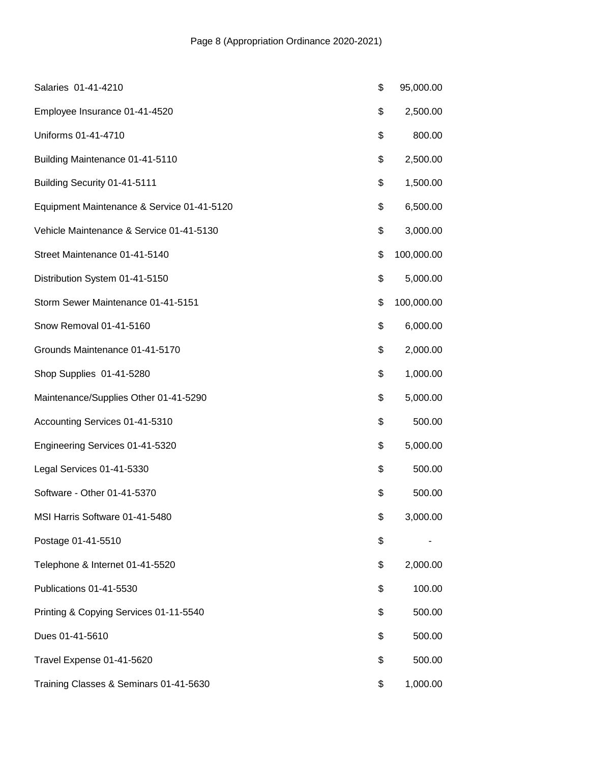| | | |
|---|---|---|
| Salaries 01-41-4210 | $ | 95,000.00 |
| Employee Insurance 01-41-4520 | $ | 2,500.00 |
| Uniforms 01-41-4710 | $ | 800.00 |
| Building Maintenance 01-41-5110 | $ | 2,500.00 |
| Building Security 01-41-5111 | $ | 1,500.00 |
| Equipment Maintenance & Service 01-41-5120 | $ | 6,500.00 |
| Vehicle Maintenance & Service 01-41-5130 | $ | 3,000.00 |
| Street Maintenance 01-41-5140 | $ | 100,000.00 |
| Distribution System 01-41-5150 | $ | 5,000.00 |
| Storm Sewer Maintenance 01-41-5151 | $ | 100,000.00 |
| Snow Removal 01-41-5160 | $ | 6,000.00 |
| Grounds Maintenance 01-41-5170 | $ | 2,000.00 |
| Shop Supplies 01-41-5280 | $ | 1,000.00 |
| Maintenance/Supplies Other 01-41-5290 | $ | 5,000.00 |
| Accounting Services 01-41-5310 | $ | 500.00 |
| Engineering Services 01-41-5320 | $ | 5,000.00 |
| Legal Services 01-41-5330 | $ | 500.00 |
| Software - Other 01-41-5370 | $ | 500.00 |
| MSI Harris Software 01-41-5480 | $ | 3,000.00 |
| Postage 01-41-5510 | $ | - |
| Telephone & Internet 01-41-5520 | $ | 2,000.00 |
| Publications 01-41-5530 | $ | 100.00 |
| Printing & Copying Services 01-11-5540 | $ | 500.00 |
| Dues 01-41-5610 | $ | 500.00 |
| Travel Expense 01-41-5620 | $ | 500.00 |
| Training Classes & Seminars 01-41-5630 | $ | 1,000.00 |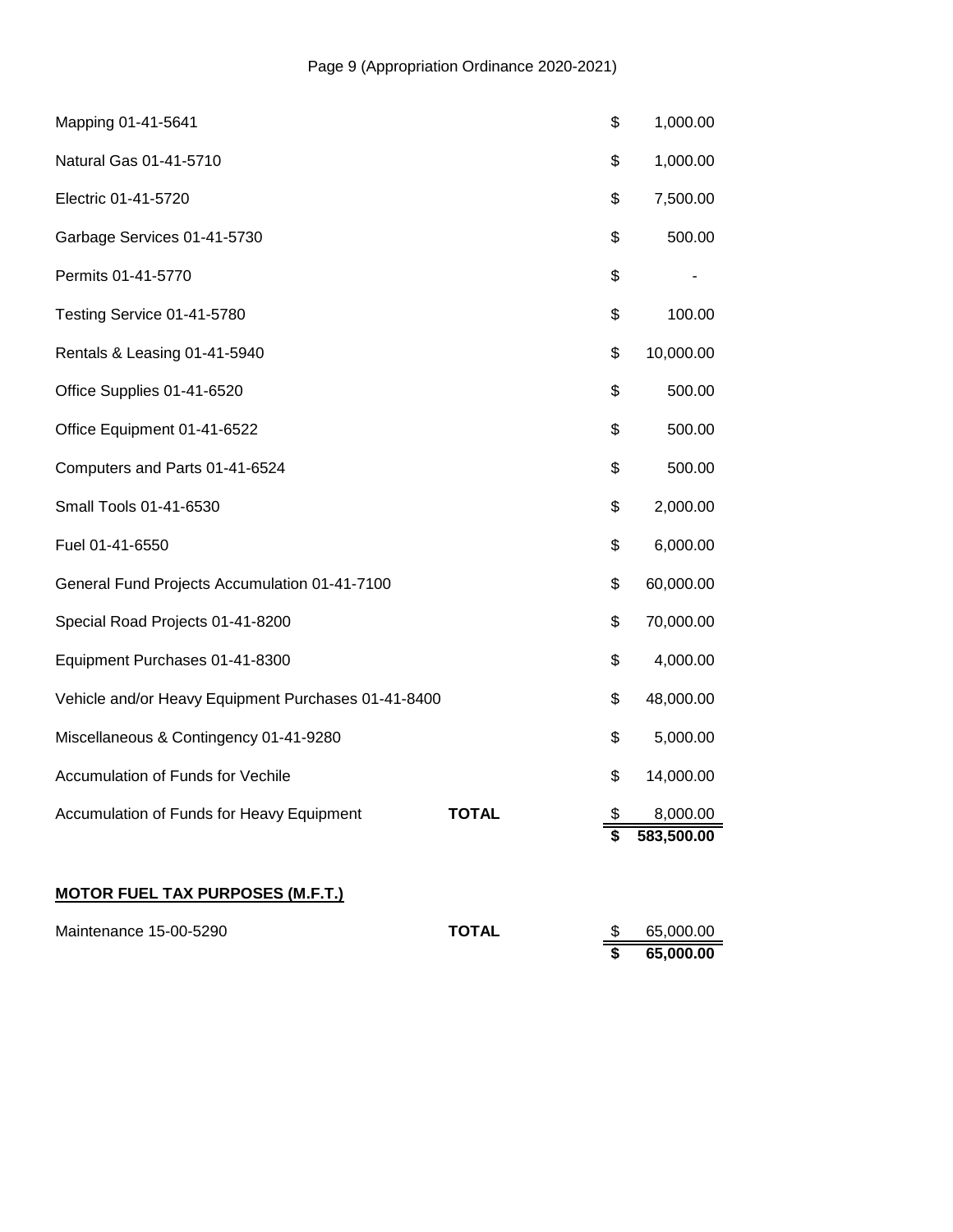| | | | |
|---|---|---|---|
| Mapping 01-41-5641 | | $ | 1,000.00 |
| Natural Gas 01-41-5710 | | $ | 1,000.00 |
| Electric 01-41-5720 | | $ | 7,500.00 |
| Garbage Services 01-41-5730 | | $ | 500.00 |
| Permits 01-41-5770 | | $ | - |
| Testing Service 01-41-5780 | | $ | 100.00 |
| Rentals & Leasing 01-41-5940 | | $ | 10,000.00 |
| Office Supplies 01-41-6520 | | $ | 500.00 |
| Office Equipment 01-41-6522 | | $ | 500.00 |
| Computers and Parts 01-41-6524 | | $ | 500.00 |
| Small Tools 01-41-6530 | | $ | 2,000.00 |
| Fuel 01-41-6550 | | $ | 6,000.00 |
| General Fund Projects Accumulation 01-41-7100 | | $ | 60,000.00 |
| Special Road Projects 01-41-8200 | | $ | 70,000.00 |
| Equipment Purchases 01-41-8300 | | $ | 4,000.00 |
| Vehicle and/or Heavy Equipment Purchases 01-41-8400 | | $ | 48,000.00 |
| Miscellaneous & Contingency 01-41-9280 | | $ | 5,000.00 |
| Accumulation of Funds for Vechile | | $ | 14,000.00 |
| Accumulation of Funds for Heavy Equipment | **TOTAL** | $ | 8,000.00 |
| | | **$** | **583,500.00** |

**MOTOR FUEL TAX PURPOSES (M.F.T.)**

| | | | |
|---|---|---|---|
| Maintenance 15-00-5290 | **TOTAL** | $ | 65,000.00 |
| | | **$** | **65,000.00** |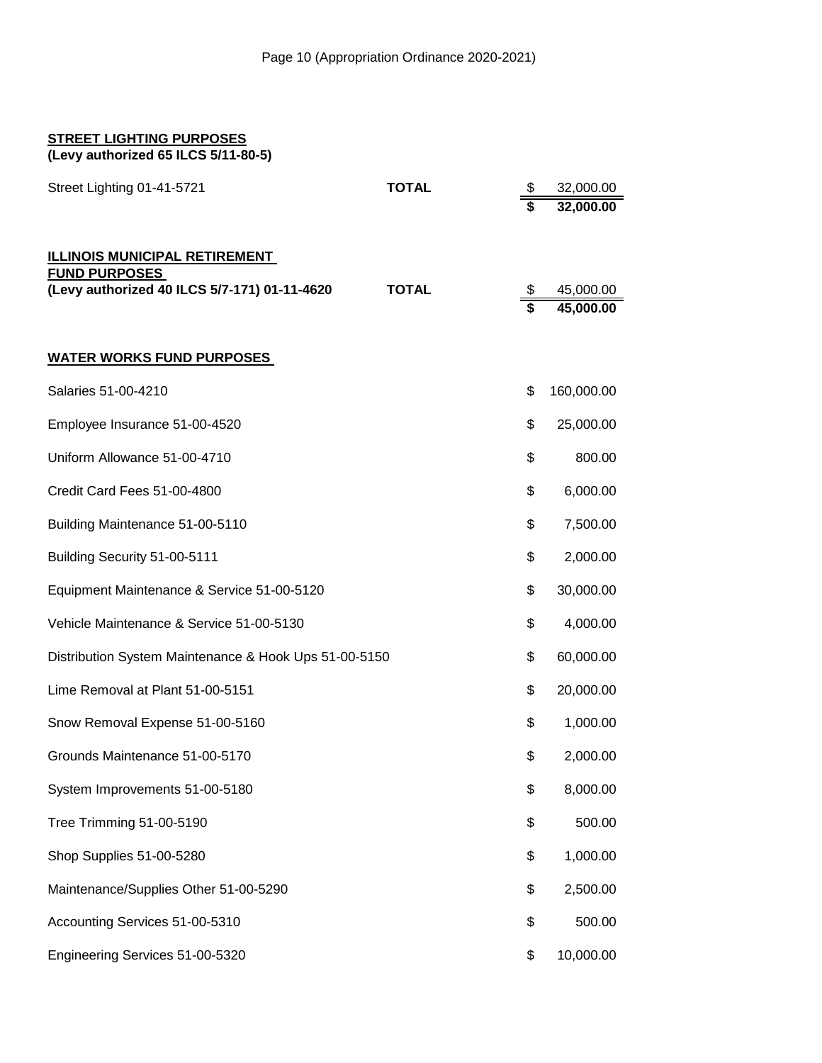**STREET LIGHTING PURPOSES**
**(Levy authorized 65 ILCS 5/11-80-5)**

| | | | |
|---|---|---|---|
| Street Lighting 01-41-5721 | **TOTAL** | $ | 32,000.00 |
| | | **$** | **32,000.00** |

**ILLINOIS MUNICIPAL RETIREMENT FUND PURPOSES**

| | | | |
|---|---|---|---|
| **(Levy authorized 40 ILCS 5/7-171) 01-11-4620** | **TOTAL** | $ | 45,000.00 |
| | | **$** | **45,000.00** |

**WATER WORKS FUND PURPOSES**

| | | |
|---|---|---|
| Salaries 51-00-4210 | $ | 160,000.00 |
| Employee Insurance 51-00-4520 | $ | 25,000.00 |
| Uniform Allowance 51-00-4710 | $ | 800.00 |
| Credit Card Fees 51-00-4800 | $ | 6,000.00 |
| Building Maintenance 51-00-5110 | $ | 7,500.00 |
| Building Security 51-00-5111 | $ | 2,000.00 |
| Equipment Maintenance & Service 51-00-5120 | $ | 30,000.00 |
| Vehicle Maintenance & Service 51-00-5130 | $ | 4,000.00 |
| Distribution System Maintenance & Hook Ups 51-00-5150 | $ | 60,000.00 |
| Lime Removal at Plant 51-00-5151 | $ | 20,000.00 |
| Snow Removal Expense 51-00-5160 | $ | 1,000.00 |
| Grounds Maintenance 51-00-5170 | $ | 2,000.00 |
| System Improvements 51-00-5180 | $ | 8,000.00 |
| Tree Trimming 51-00-5190 | $ | 500.00 |
| Shop Supplies 51-00-5280 | $ | 1,000.00 |
| Maintenance/Supplies Other 51-00-5290 | $ | 2,500.00 |
| Accounting Services 51-00-5310 | $ | 500.00 |
| Engineering Services 51-00-5320 | $ | 10,000.00 |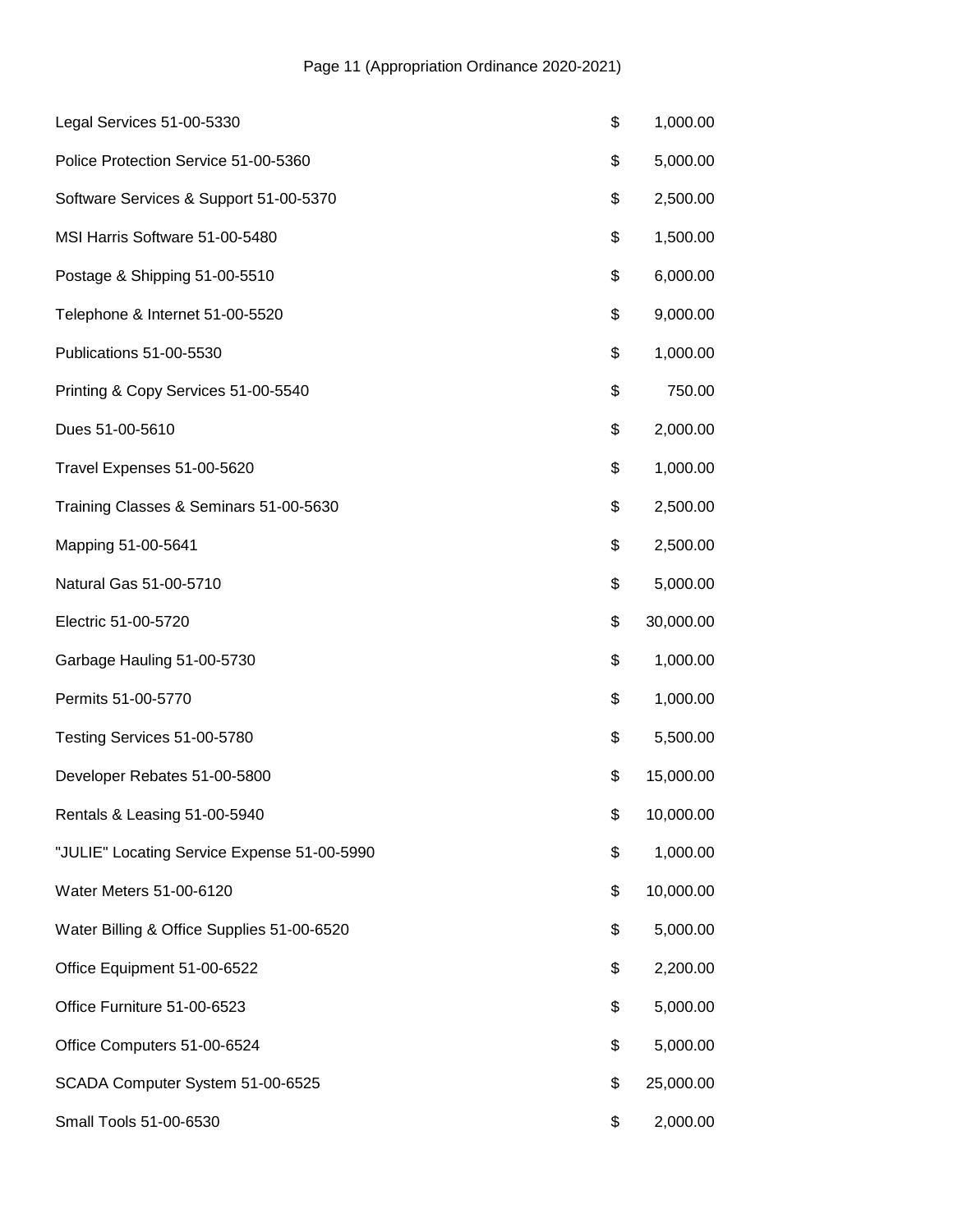| | | |
|---|---|---|
| Legal Services 51-00-5330 | $ | 1,000.00 |
| Police Protection Service 51-00-5360 | $ | 5,000.00 |
| Software Services & Support 51-00-5370 | $ | 2,500.00 |
| MSI Harris Software 51-00-5480 | $ | 1,500.00 |
| Postage & Shipping 51-00-5510 | $ | 6,000.00 |
| Telephone & Internet 51-00-5520 | $ | 9,000.00 |
| Publications 51-00-5530 | $ | 1,000.00 |
| Printing & Copy Services 51-00-5540 | $ | 750.00 |
| Dues 51-00-5610 | $ | 2,000.00 |
| Travel Expenses 51-00-5620 | $ | 1,000.00 |
| Training Classes & Seminars 51-00-5630 | $ | 2,500.00 |
| Mapping 51-00-5641 | $ | 2,500.00 |
| Natural Gas 51-00-5710 | $ | 5,000.00 |
| Electric 51-00-5720 | $ | 30,000.00 |
| Garbage Hauling 51-00-5730 | $ | 1,000.00 |
| Permits 51-00-5770 | $ | 1,000.00 |
| Testing Services 51-00-5780 | $ | 5,500.00 |
| Developer Rebates 51-00-5800 | $ | 15,000.00 |
| Rentals & Leasing 51-00-5940 | $ | 10,000.00 |
| "JULIE" Locating Service Expense 51-00-5990 | $ | 1,000.00 |
| Water Meters 51-00-6120 | $ | 10,000.00 |
| Water Billing & Office Supplies 51-00-6520 | $ | 5,000.00 |
| Office Equipment 51-00-6522 | $ | 2,200.00 |
| Office Furniture 51-00-6523 | $ | 5,000.00 |
| Office Computers 51-00-6524 | $ | 5,000.00 |
| SCADA Computer System 51-00-6525 | $ | 25,000.00 |
| Small Tools 51-00-6530 | $ | 2,000.00 |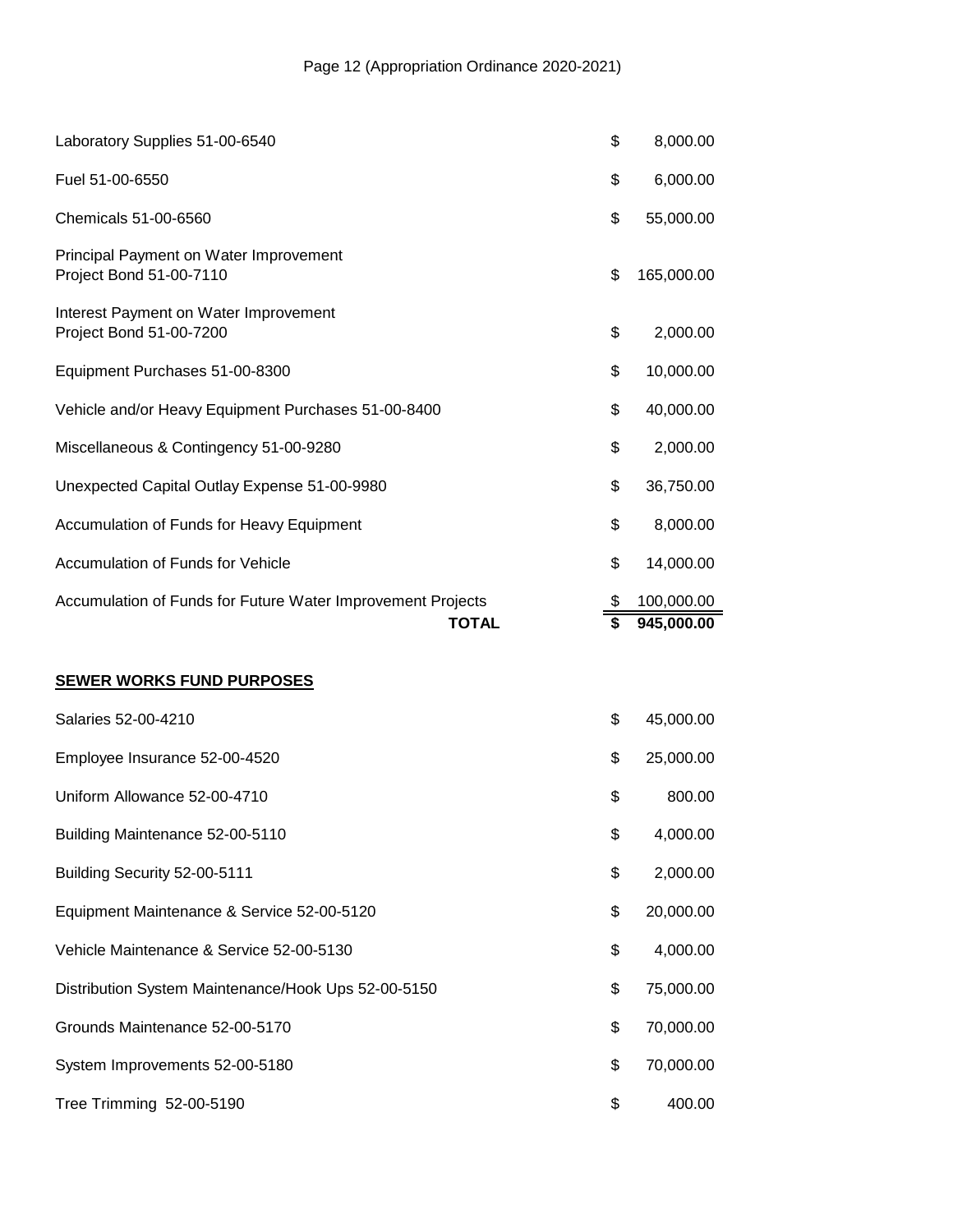| | | |
|---|---|---|
| Laboratory Supplies 51-00-6540 | $ | 8,000.00 |
| Fuel 51-00-6550 | $ | 6,000.00 |
| Chemicals 51-00-6560 | $ | 55,000.00 |
| Principal Payment on Water Improvement Project Bond 51-00-7110 | $ | 165,000.00 |
| Interest Payment on Water Improvement Project Bond 51-00-7200 | $ | 2,000.00 |
| Equipment Purchases 51-00-8300 | $ | 10,000.00 |
| Vehicle and/or Heavy Equipment Purchases 51-00-8400 | $ | 40,000.00 |
| Miscellaneous & Contingency 51-00-9280 | $ | 2,000.00 |
| Unexpected Capital Outlay Expense 51-00-9980 | $ | 36,750.00 |
| Accumulation of Funds for Heavy Equipment | $ | 8,000.00 |
| Accumulation of Funds for Vehicle | $ | 14,000.00 |
| Accumulation of Funds for Future Water Improvement Projects | $ | 100,000.00 |
| **TOTAL** | **$** | **945,000.00** |

**SEWER WORKS FUND PURPOSES**

| | | |
|---|---|---|
| Salaries 52-00-4210 | $ | 45,000.00 |
| Employee Insurance 52-00-4520 | $ | 25,000.00 |
| Uniform Allowance 52-00-4710 | $ | 800.00 |
| Building Maintenance 52-00-5110 | $ | 4,000.00 |
| Building Security 52-00-5111 | $ | 2,000.00 |
| Equipment Maintenance & Service 52-00-5120 | $ | 20,000.00 |
| Vehicle Maintenance & Service 52-00-5130 | $ | 4,000.00 |
| Distribution System Maintenance/Hook Ups 52-00-5150 | $ | 75,000.00 |
| Grounds Maintenance 52-00-5170 | $ | 70,000.00 |
| System Improvements 52-00-5180 | $ | 70,000.00 |
| Tree Trimming 52-00-5190 | $ | 400.00 |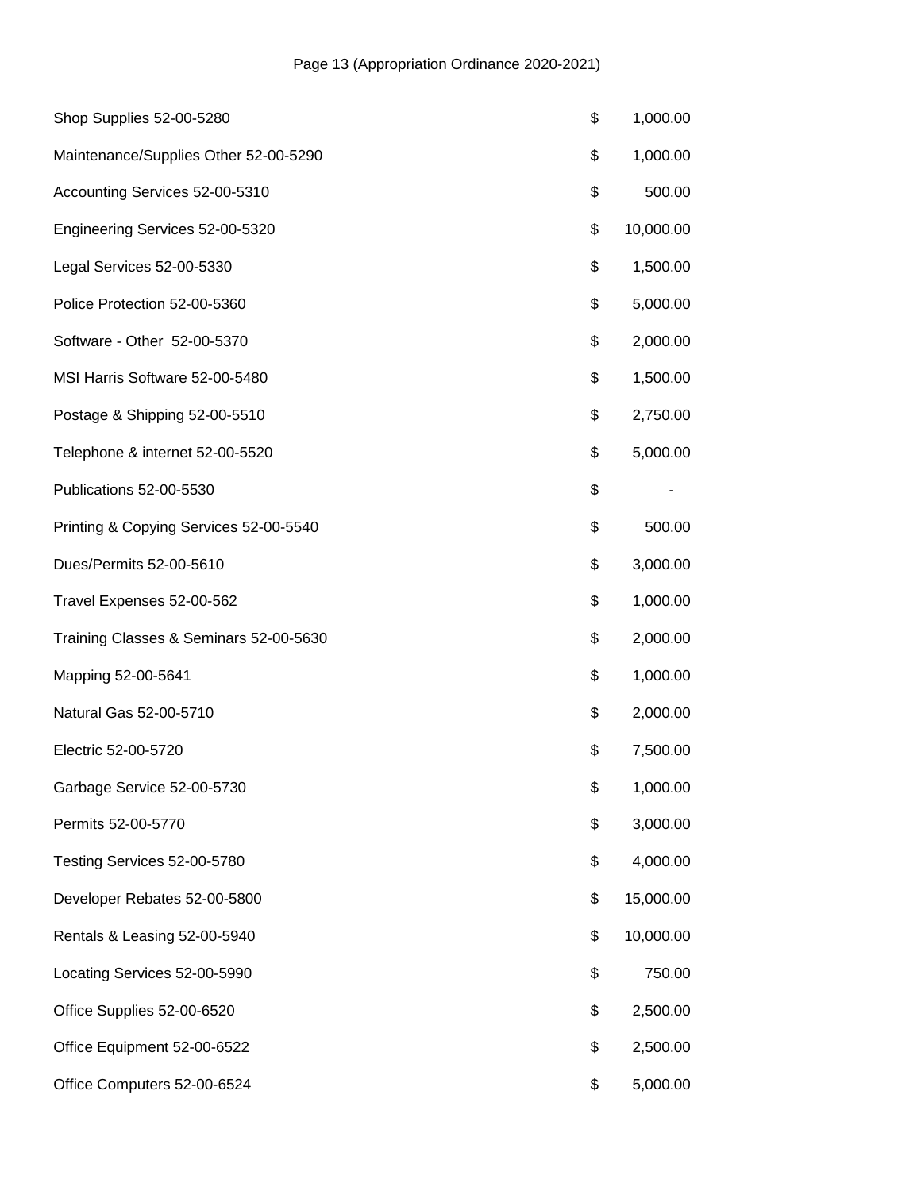| | | |
|---|---|---|
| Shop Supplies 52-00-5280 | $ | 1,000.00 |
| Maintenance/Supplies Other 52-00-5290 | $ | 1,000.00 |
| Accounting Services 52-00-5310 | $ | 500.00 |
| Engineering Services 52-00-5320 | $ | 10,000.00 |
| Legal Services 52-00-5330 | $ | 1,500.00 |
| Police Protection 52-00-5360 | $ | 5,000.00 |
| Software - Other 52-00-5370 | $ | 2,000.00 |
| MSI Harris Software 52-00-5480 | $ | 1,500.00 |
| Postage & Shipping 52-00-5510 | $ | 2,750.00 |
| Telephone & internet 52-00-5520 | $ | 5,000.00 |
| Publications 52-00-5530 | $ | - |
| Printing & Copying Services 52-00-5540 | $ | 500.00 |
| Dues/Permits 52-00-5610 | $ | 3,000.00 |
| Travel Expenses 52-00-562 | $ | 1,000.00 |
| Training Classes & Seminars 52-00-5630 | $ | 2,000.00 |
| Mapping 52-00-5641 | $ | 1,000.00 |
| Natural Gas 52-00-5710 | $ | 2,000.00 |
| Electric 52-00-5720 | $ | 7,500.00 |
| Garbage Service 52-00-5730 | $ | 1,000.00 |
| Permits 52-00-5770 | $ | 3,000.00 |
| Testing Services 52-00-5780 | $ | 4,000.00 |
| Developer Rebates 52-00-5800 | $ | 15,000.00 |
| Rentals & Leasing 52-00-5940 | $ | 10,000.00 |
| Locating Services 52-00-5990 | $ | 750.00 |
| Office Supplies 52-00-6520 | $ | 2,500.00 |
| Office Equipment 52-00-6522 | $ | 2,500.00 |
| Office Computers 52-00-6524 | $ | 5,000.00 |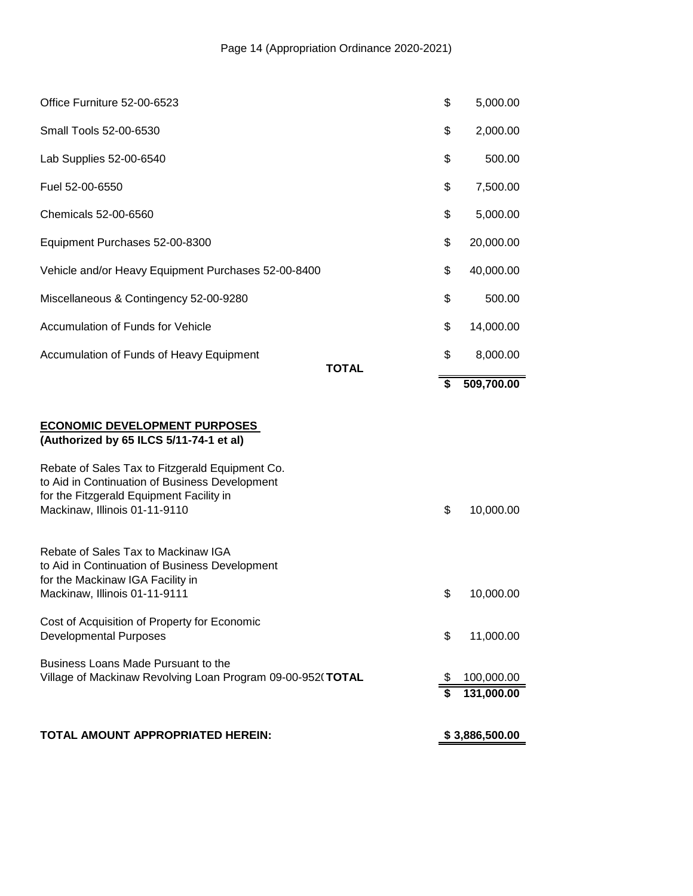| Item | | Amount |
|---|---|---|
| Office Furniture 52-00-6523 | $ | 5,000.00 |
| Small Tools 52-00-6530 | $ | 2,000.00 |
| Lab Supplies 52-00-6540 | $ | 500.00 |
| Fuel 52-00-6550 | $ | 7,500.00 |
| Chemicals 52-00-6560 | $ | 5,000.00 |
| Equipment Purchases 52-00-8300 | $ | 20,000.00 |
| Vehicle and/or Heavy Equipment Purchases 52-00-8400 | $ | 40,000.00 |
| Miscellaneous & Contingency 52-00-9280 | $ | 500.00 |
| Accumulation of Funds for Vehicle | $ | 14,000.00 |
| Accumulation of Funds of Heavy Equipment | $ | 8,000.00 |
| **TOTAL** | **$** | **509,700.00** |

**ECONOMIC DEVELOPMENT PURPOSES**
**(Authorized by 65 ILCS 5/11-74-1 et al)**

| Item | | Amount |
|---|---|---|
| Rebate of Sales Tax to Fitzgerald Equipment Co. to Aid in Continuation of Business Development for the Fitzgerald Equipment Facility in Mackinaw, Illinois 01-11-9110 | $ | 10,000.00 |
| Rebate of Sales Tax to Mackinaw IGA to Aid in Continuation of Business Development for the Mackinaw IGA Facility in Mackinaw, Illinois 01-11-9111 | $ | 10,000.00 |
| Cost of Acquisition of Property for Economic Developmental Purposes | $ | 11,000.00 |
| Business Loans Made Pursuant to the Village of Mackinaw Revolving Loan Program 09-00-952( | $ | 100,000.00 |
| **TOTAL** | **$** | **131,000.00** |

**TOTAL AMOUNT APPROPRIATED HEREIN:** **$ 3,886,500.00**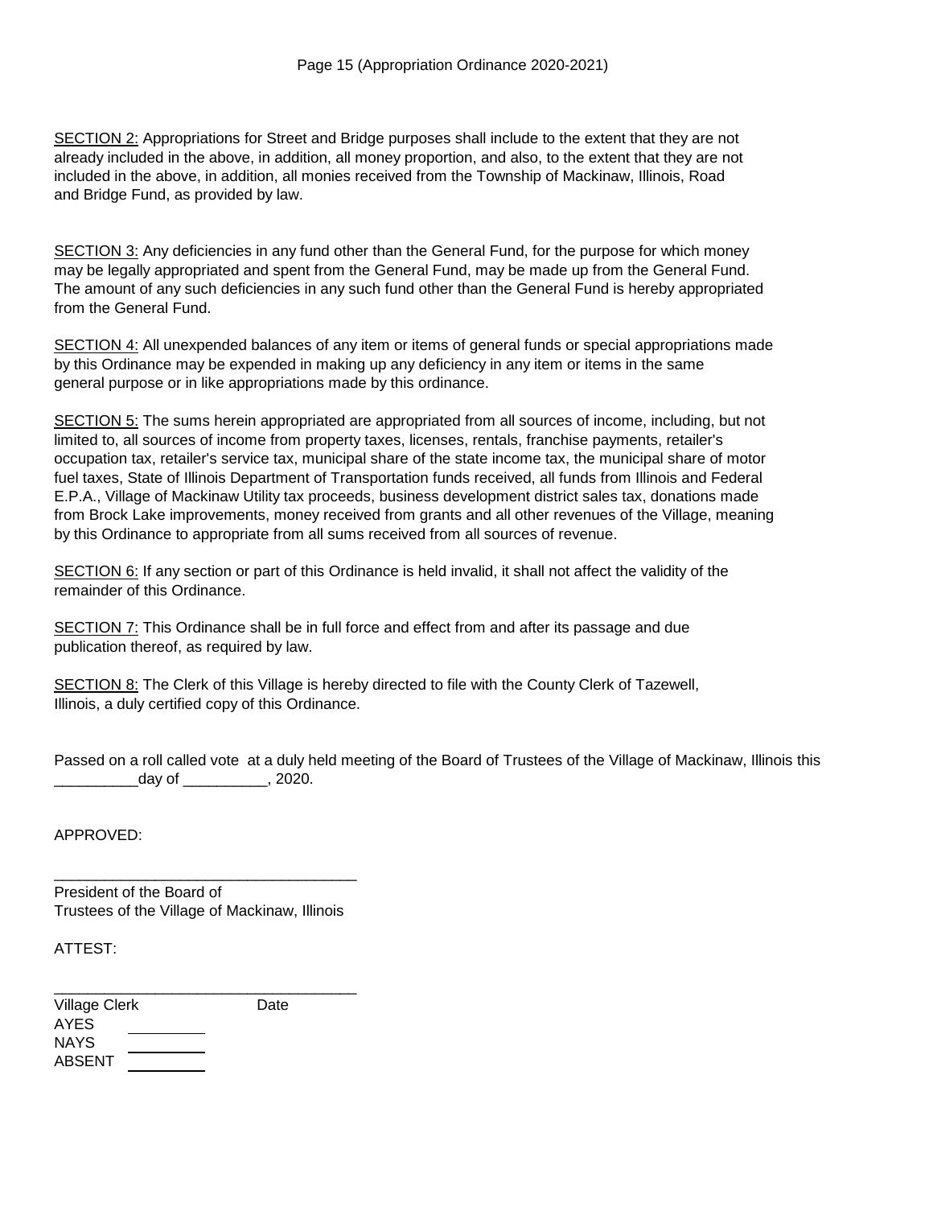<u>SECTION 2:</u> Appropriations for Street and Bridge purposes shall include to the extent that they are not already included in the above, in addition, all money proportion, and also, to the extent that they are not included in the above, in addition, all monies received from the Township of Mackinaw, Illinois, Road and Bridge Fund, as provided by law.

<u>SECTION 3:</u> Any deficiencies in any fund other than the General Fund, for the purpose for which money may be legally appropriated and spent from the General Fund, may be made up from the General Fund. The amount of any such deficiencies in any such fund other than the General Fund is hereby appropriated from the General Fund.

<u>SECTION 4:</u> All unexpended balances of any item or items of general funds or special appropriations made by this Ordinance may be expended in making up any deficiency in any item or items in the same general purpose or in like appropriations made by this ordinance.

<u>SECTION 5:</u> The sums herein appropriated are appropriated from all sources of income, including, but not limited to, all sources of income from property taxes, licenses, rentals, franchise payments, retailer's occupation tax, retailer's service tax, municipal share of the state income tax, the municipal share of motor fuel taxes, State of Illinois Department of Transportation funds received, all funds from Illinois and Federal E.P.A., Village of Mackinaw Utility tax proceeds, business development district sales tax, donations made from Brock Lake improvements, money received from grants and all other revenues of the Village, meaning by this Ordinance to appropriate from all sums received from all sources of revenue.

<u>SECTION 6:</u> If any section or part of this Ordinance is held invalid, it shall not affect the validity of the remainder of this Ordinance.

<u>SECTION 7:</u> This Ordinance shall be in full force and effect from and after its passage and due publication thereof, as required by law.

<u>SECTION 8:</u> The Clerk of this Village is hereby directed to file with the County Clerk of Tazewell, Illinois, a duly certified copy of this Ordinance.

Passed on a roll called vote at a duly held meeting of the Board of Trustees of the Village of Mackinaw, Illinois this __________day of __________, 2020.

APPROVED:

_____________________________________
President of the Board of
Trustees of the Village of Mackinaw, Illinois

ATTEST:

_____________________________________
Village Clerk Date

AYES __________
NAYS __________
ABSENT __________